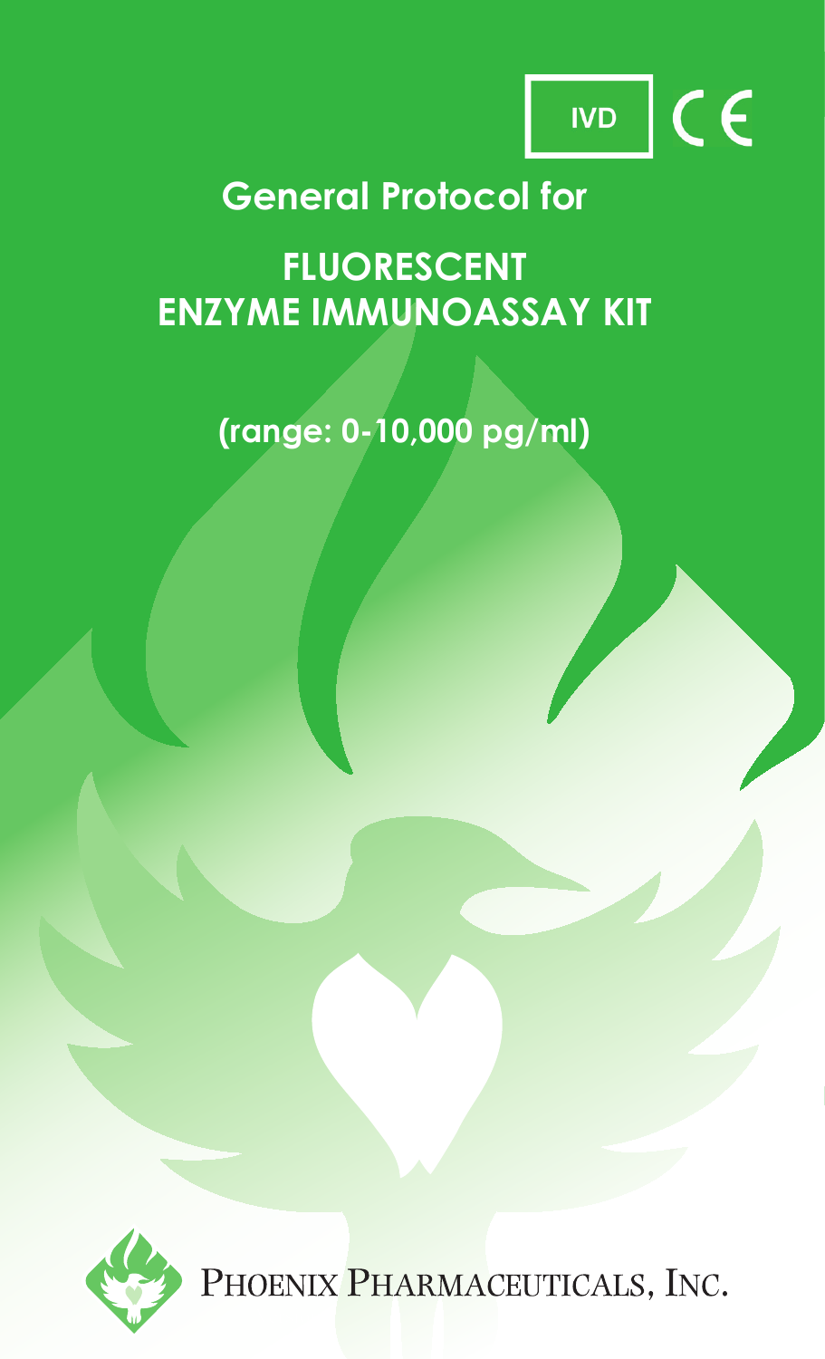IVD CE

# General Protocol for

# FLUORESCENT ENZYME IMMUNOASSAY KIT

**(range: 0-10,000 pg/ml)**

PHOENIX PHARMACEUTICALS, INC.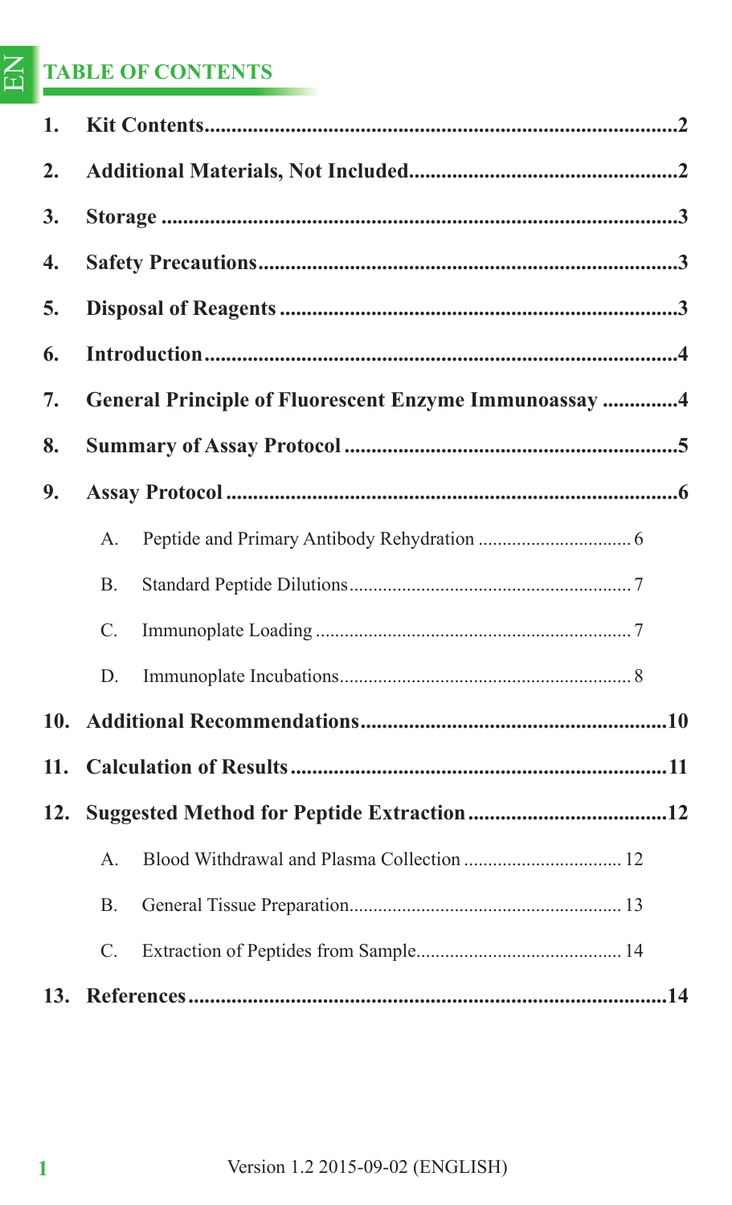## TABLE OF CONTENTS

1. **Kit Contents** .......... 2
2. **Additional Materials, Not Included** .......... 2
3. **Storage** .......... 3
4. **Safety Precautions** .......... 3
5. **Disposal of Reagents** .......... 3
6. **Introduction** .......... 4
7. **General Principle of Fluorescent Enzyme Immunoassay** .......... 4
8. **Summary of Assay Protocol** .......... 5
9. **Assay Protocol** .......... 6
   - A. Peptide and Primary Antibody Rehydration .......... 6
   - B. Standard Peptide Dilutions .......... 7
   - C. Immunoplate Loading .......... 7
   - D. Immunoplate Incubations .......... 8
10. **Additional Recommendations** .......... 10
11. **Calculation of Results** .......... 11
12. **Suggested Method for Peptide Extraction** .......... 12
    - A. Blood Withdrawal and Plasma Collection .......... 12
    - B. General Tissue Preparation .......... 13
    - C. Extraction of Peptides from Sample .......... 14
13. **References** .......... 14

Version 1.2 2015-09-02 (ENGLISH)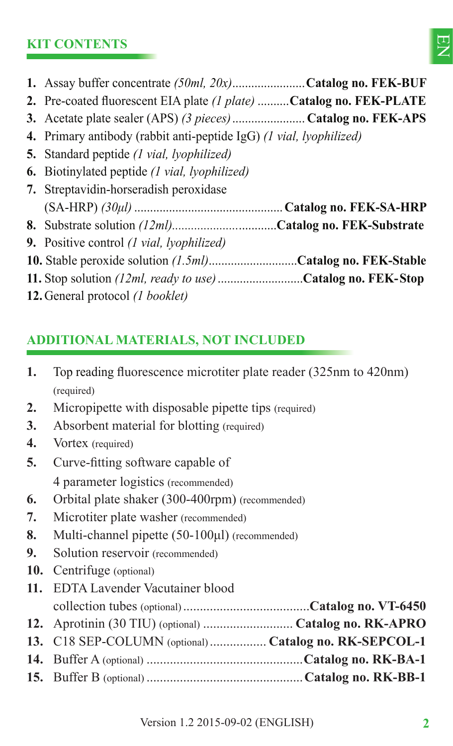## KIT CONTENTS

1. Assay buffer concentrate *(50ml, 20x)*......................**Catalog no. FEK-BUF**
2. Pre-coated fluorescent EIA plate *(1 plate)* ..........**Catalog no. FEK-PLATE**
3. Acetate plate sealer (APS) *(3 pieces)* ......................**Catalog no. FEK-APS**
4. Primary antibody (rabbit anti-peptide IgG) *(1 vial, lyophilized)*
5. Standard peptide *(1 vial, lyophilized)*
6. Biotinylated peptide *(1 vial, lyophilized)*
7. Streptavidin-horseradish peroxidase (SA-HRP) *(30µl)* .............................................**Catalog no. FEK-SA-HRP**
8. Substrate solution *(12ml)*................................**Catalog no. FEK-Substrate**
9. Positive control *(1 vial, lyophilized)*
10. Stable peroxide solution *(1.5ml)*...........................**Catalog no. FEK-Stable**
11. Stop solution *(12ml, ready to use)* ..........................**Catalog no. FEK-Stop**
12. General protocol *(1 booklet)*

## ADDITIONAL MATERIALS, NOT INCLUDED

1. Top reading fluorescence microtiter plate reader (325nm to 420nm) (required)
2. Micropipette with disposable pipette tips (required)
3. Absorbent material for blotting (required)
4. Vortex (required)
5. Curve-fitting software capable of 4 parameter logistics (recommended)
6. Orbital plate shaker (300-400rpm) (recommended)
7. Microtiter plate washer (recommended)
8. Multi-channel pipette (50-100µl) (recommended)
9. Solution reservoir (recommended)
10. Centrifuge (optional)
11. EDTA Lavender Vacutainer blood collection tubes (optional).....................................**Catalog no. VT-6450**
12. Aprotinin (30 TIU) (optional) ..........................**Catalog no. RK-APRO**
13. C18 SEP-COLUMN (optional) ................**Catalog no. RK-SEPCOL-1**
14. Buffer A (optional) ..............................................**Catalog no. RK-BA-1**
15. Buffer B (optional) ..............................................**Catalog no. RK-BB-1**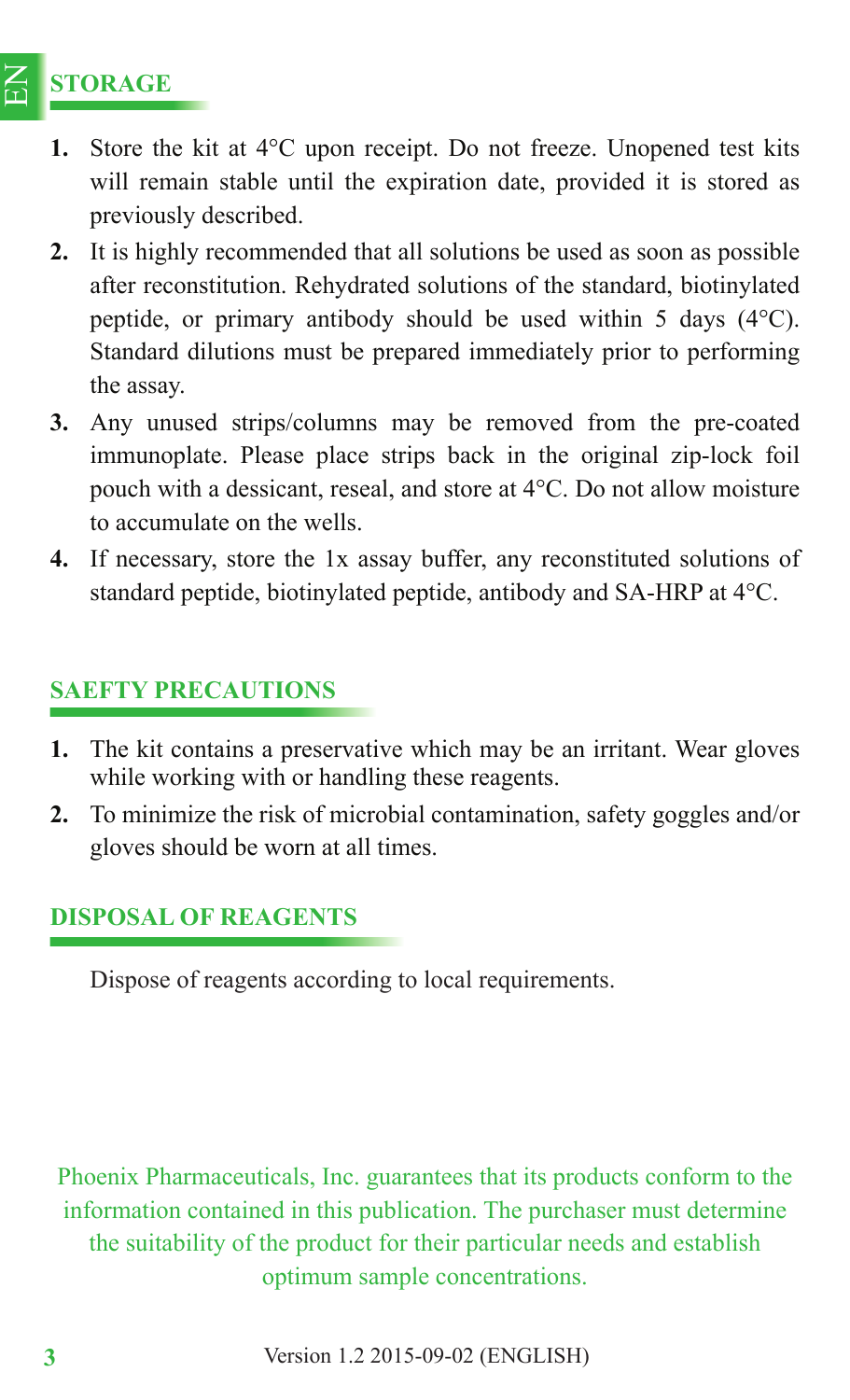## STORAGE

1. Store the kit at 4°C upon receipt. Do not freeze. Unopened test kits will remain stable until the expiration date, provided it is stored as previously described.
2. It is highly recommended that all solutions be used as soon as possible after reconstitution. Rehydrated solutions of the standard, biotinylated peptide, or primary antibody should be used within 5 days (4°C). Standard dilutions must be prepared immediately prior to performing the assay.
3. Any unused strips/columns may be removed from the pre-coated immunoplate. Please place strips back in the original zip-lock foil pouch with a dessicant, reseal, and store at 4°C. Do not allow moisture to accumulate on the wells.
4. If necessary, store the 1x assay buffer, any reconstituted solutions of standard peptide, biotinylated peptide, antibody and SA-HRP at 4°C.

## SAEFTY PRECAUTIONS

1. The kit contains a preservative which may be an irritant. Wear gloves while working with or handling these reagents.
2. To minimize the risk of microbial contamination, safety goggles and/or gloves should be worn at all times.

## DISPOSAL OF REAGENTS

Dispose of reagents according to local requirements.

Phoenix Pharmaceuticals, Inc. guarantees that its products conform to the information contained in this publication. The purchaser must determine the suitability of the product for their particular needs and establish optimum sample concentrations.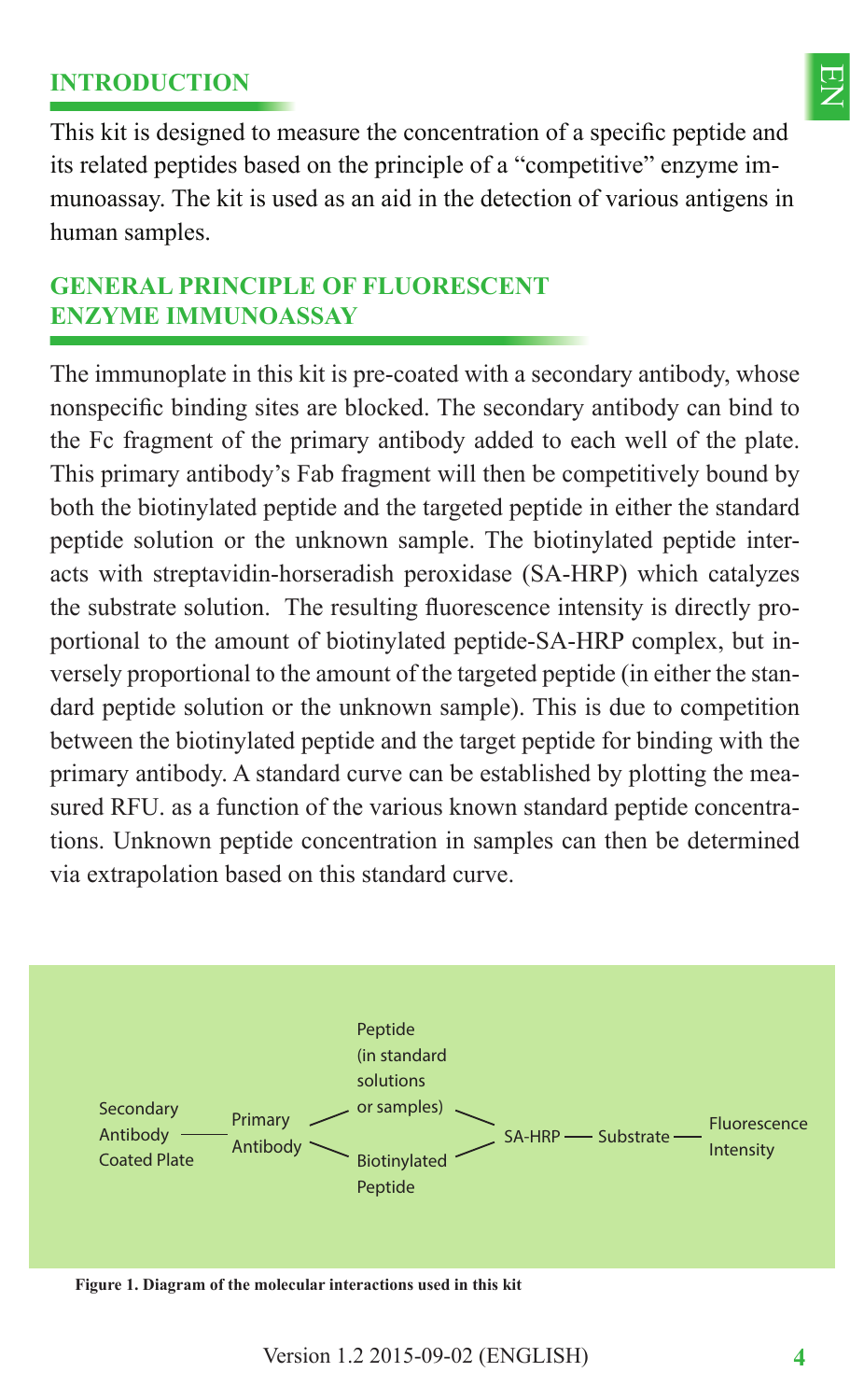## INTRODUCTION

This kit is designed to measure the concentration of a specific peptide and its related peptides based on the principle of a "competitive" enzyme immunoassay. The kit is used as an aid in the detection of various antigens in human samples.

## GENERAL PRINCIPLE OF FLUORESCENT ENZYME IMMUNOASSAY

The immunoplate in this kit is pre-coated with a secondary antibody, whose nonspecific binding sites are blocked. The secondary antibody can bind to the Fc fragment of the primary antibody added to each well of the plate. This primary antibody's Fab fragment will then be competitively bound by both the biotinylated peptide and the targeted peptide in either the standard peptide solution or the unknown sample. The biotinylated peptide interacts with streptavidin-horseradish peroxidase (SA-HRP) which catalyzes the substrate solution. The resulting fluorescence intensity is directly proportional to the amount of biotinylated peptide-SA-HRP complex, but inversely proportional to the amount of the targeted peptide (in either the standard peptide solution or the unknown sample). This is due to competition between the biotinylated peptide and the target peptide for binding with the primary antibody. A standard curve can be established by plotting the measured RFU. as a function of the various known standard peptide concentrations. Unknown peptide concentration in samples can then be determined via extrapolation based on this standard curve.

Secondary Antibody Coated Plate — Primary Antibody — Peptide (in standard solutions or samples) / Biotinylated Peptide — SA-HRP — Substrate — Fluorescence Intensity

**Figure 1. Diagram of the molecular interactions used in this kit**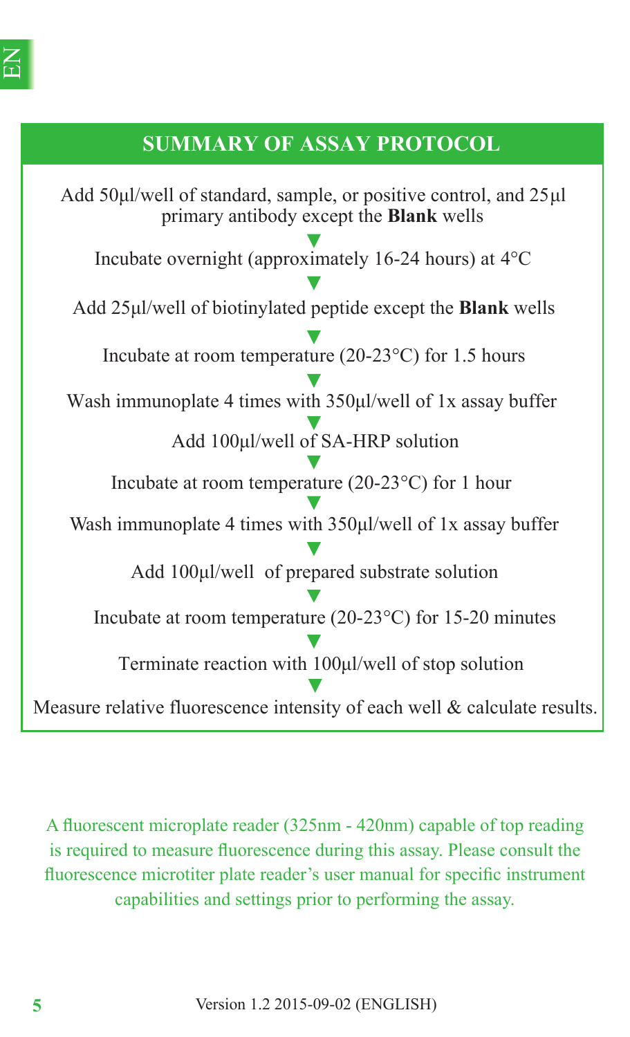## SUMMARY OF ASSAY PROTOCOL

Add 50µl/well of standard, sample, or positive control, and 25µl primary antibody except the **Blank** wells

▼

Incubate overnight (approximately 16-24 hours) at 4°C

▼

Add 25µl/well of biotinylated peptide except the **Blank** wells

▼

Incubate at room temperature (20-23°C) for 1.5 hours

▼

Wash immunoplate 4 times with 350µl/well of 1x assay buffer

▼

Add 100µl/well of SA-HRP solution

▼

Incubate at room temperature (20-23°C) for 1 hour

▼

Wash immunoplate 4 times with 350µl/well of 1x assay buffer

▼

Add 100µl/well of prepared substrate solution

▼

Incubate at room temperature (20-23°C) for 15-20 minutes

▼

Terminate reaction with 100µl/well of stop solution

▼

Measure relative fluorescence intensity of each well & calculate results.

A fluorescent microplate reader (325nm - 420nm) capable of top reading is required to measure fluorescence during this assay. Please consult the fluorescence microtiter plate reader's user manual for specific instrument capabilities and settings prior to performing the assay.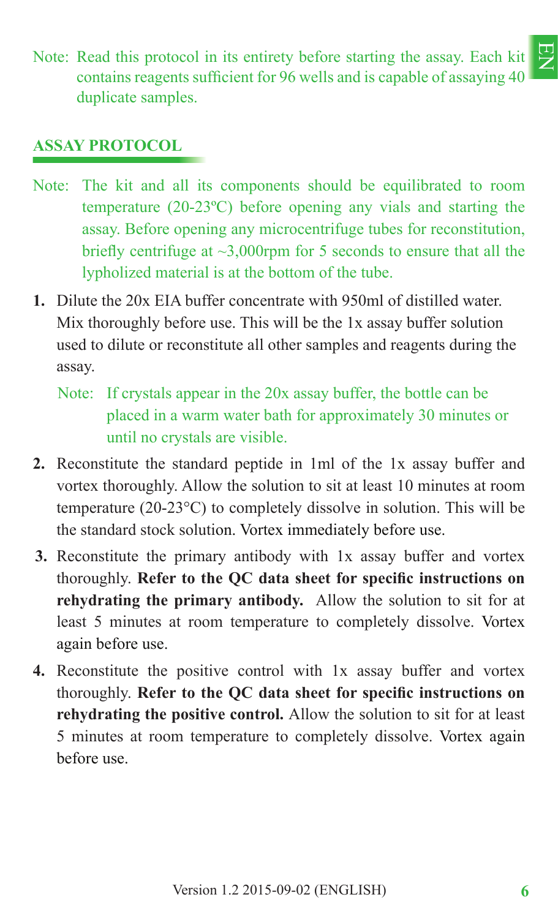Note: Read this protocol in its entirety before starting the assay. Each kit contains reagents sufficient for 96 wells and is capable of assaying 40 duplicate samples.

## ASSAY PROTOCOL

Note: The kit and all its components should be equilibrated to room temperature (20-23ºC) before opening any vials and starting the assay. Before opening any microcentrifuge tubes for reconstitution, briefly centrifuge at ~3,000rpm for 5 seconds to ensure that all the lypholized material is at the bottom of the tube.

1. Dilute the 20x EIA buffer concentrate with 950ml of distilled water. Mix thoroughly before use. This will be the 1x assay buffer solution used to dilute or reconstitute all other samples and reagents during the assay.

   Note: If crystals appear in the 20x assay buffer, the bottle can be placed in a warm water bath for approximately 30 minutes or until no crystals are visible.

2. Reconstitute the standard peptide in 1ml of the 1x assay buffer and vortex thoroughly. Allow the solution to sit at least 10 minutes at room temperature (20-23°C) to completely dissolve in solution. This will be the standard stock solution. Vortex immediately before use.

3. Reconstitute the primary antibody with 1x assay buffer and vortex thoroughly. **Refer to the QC data sheet for specific instructions on rehydrating the primary antibody.** Allow the solution to sit for at least 5 minutes at room temperature to completely dissolve. Vortex again before use.

4. Reconstitute the positive control with 1x assay buffer and vortex thoroughly. **Refer to the QC data sheet for specific instructions on rehydrating the positive control.** Allow the solution to sit for at least 5 minutes at room temperature to completely dissolve. Vortex again before use.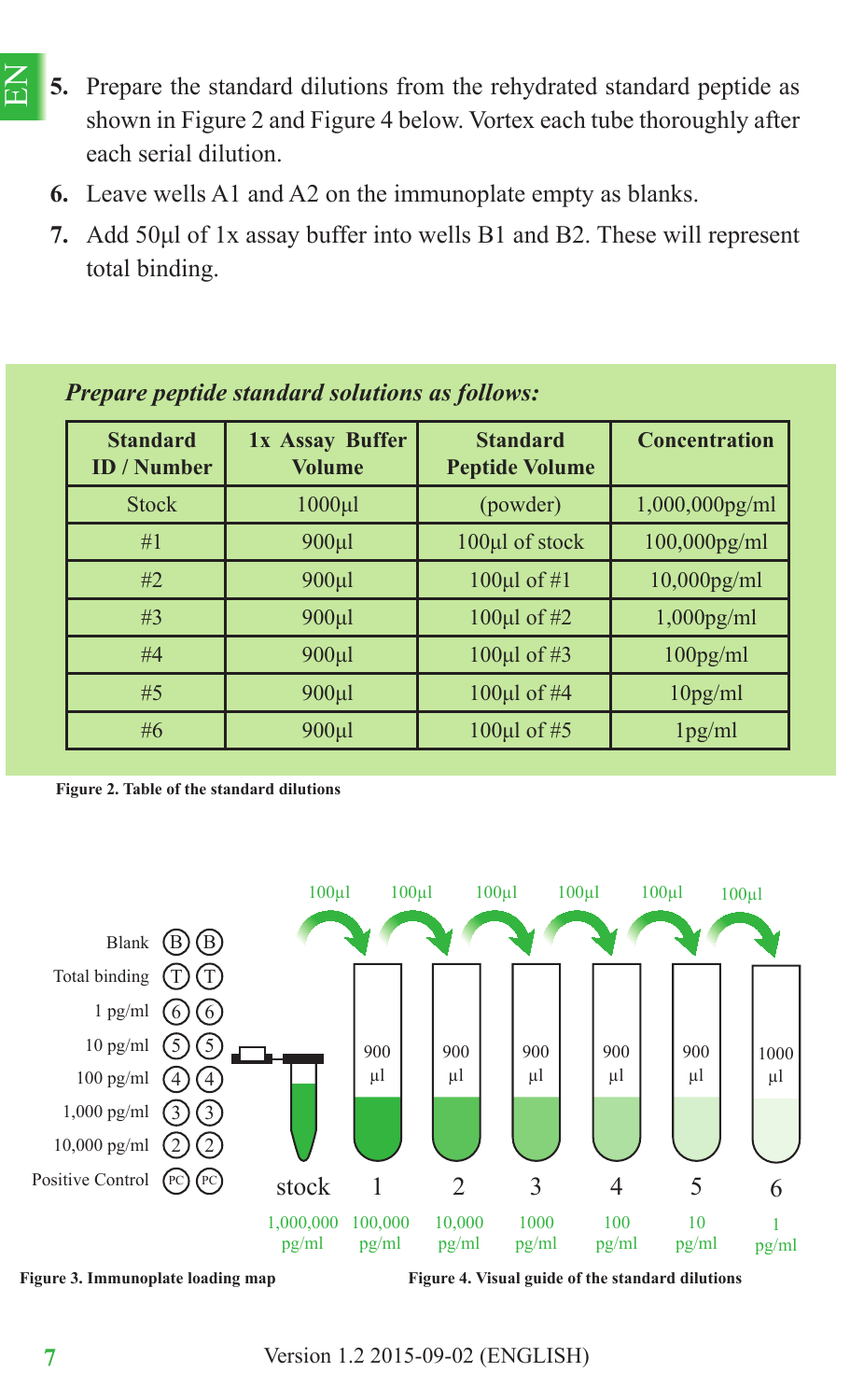5. Prepare the standard dilutions from the rehydrated standard peptide as shown in Figure 2 and Figure 4 below. Vortex each tube thoroughly after each serial dilution.
6. Leave wells A1 and A2 on the immunoplate empty as blanks.
7. Add 50μl of 1x assay buffer into wells B1 and B2. These will represent total binding.

***Prepare peptide standard solutions as follows:***

| Standard ID / Number | 1x Assay Buffer Volume | Standard Peptide Volume | Concentration |
|---|---|---|---|
| Stock | 1000μl | (powder) | 1,000,000pg/ml |
| #1 | 900μl | 100μl of stock | 100,000pg/ml |
| #2 | 900μl | 100μl of #1 | 10,000pg/ml |
| #3 | 900μl | 100μl of #2 | 1,000pg/ml |
| #4 | 900μl | 100μl of #3 | 100pg/ml |
| #5 | 900μl | 100μl of #4 | 10pg/ml |
| #6 | 900μl | 100μl of #5 | 1pg/ml |

**Figure 2. Table of the standard dilutions**

| | | |
|---|---|---|
| Blank | B | B |
| Total binding | T | T |
| 1 pg/ml | 6 | 6 |
| 10 pg/ml | 5 | 5 |
| 100 pg/ml | 4 | 4 |
| 1,000 pg/ml | 3 | 3 |
| 10,000 pg/ml | 2 | 2 |
| Positive Control | PC | PC |

**Figure 3. Immunoplate loading map**

| Tube | stock | 1 | 2 | 3 | 4 | 5 | 6 |
|---|---|---|---|---|---|---|---|
| Transfer | | 100μl | 100μl | 100μl | 100μl | 100μl | 100μl |
| Buffer volume | | 900 μl | 900 μl | 900 μl | 900 μl | 900 μl | 1000 μl |
| Concentration | 1,000,000 pg/ml | 100,000 pg/ml | 10,000 pg/ml | 1000 pg/ml | 100 pg/ml | 10 pg/ml | 1 pg/ml |

**Figure 4. Visual guide of the standard dilutions**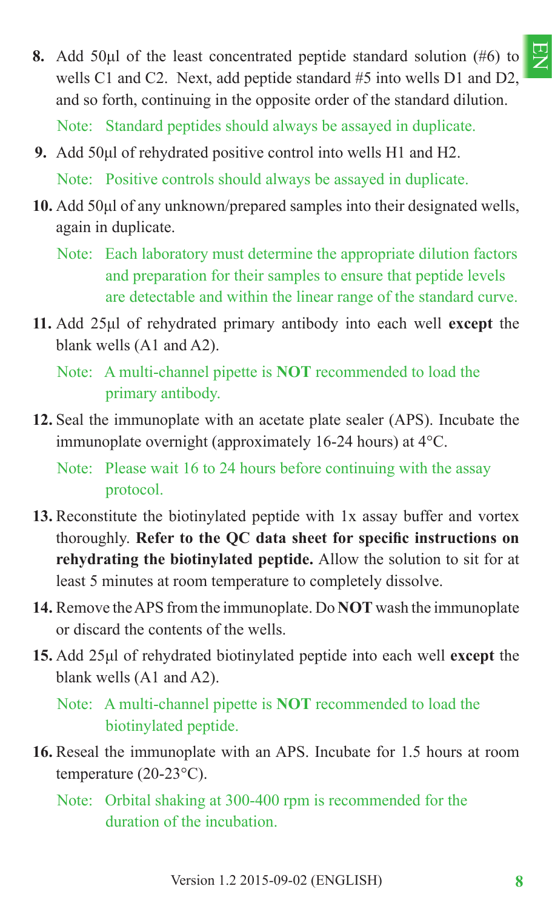8. Add 50µl of the least concentrated peptide standard solution (#6) to wells C1 and C2. Next, add peptide standard #5 into wells D1 and D2, and so forth, continuing in the opposite order of the standard dilution.

   Note: Standard peptides should always be assayed in duplicate.

9. Add 50µl of rehydrated positive control into wells H1 and H2.

   Note: Positive controls should always be assayed in duplicate.

10. Add 50µl of any unknown/prepared samples into their designated wells, again in duplicate.

    Note: Each laboratory must determine the appropriate dilution factors and preparation for their samples to ensure that peptide levels are detectable and within the linear range of the standard curve.

11. Add 25µl of rehydrated primary antibody into each well **except** the blank wells (A1 and A2).

    Note: A multi-channel pipette is **NOT** recommended to load the primary antibody.

12. Seal the immunoplate with an acetate plate sealer (APS). Incubate the immunoplate overnight (approximately 16-24 hours) at 4°C.

    Note: Please wait 16 to 24 hours before continuing with the assay protocol.

13. Reconstitute the biotinylated peptide with 1x assay buffer and vortex thoroughly. **Refer to the QC data sheet for specific instructions on rehydrating the biotinylated peptide.** Allow the solution to sit for at least 5 minutes at room temperature to completely dissolve.

14. Remove the APS from the immunoplate. Do **NOT** wash the immunoplate or discard the contents of the wells.

15. Add 25µl of rehydrated biotinylated peptide into each well **except** the blank wells (A1 and A2).

    Note: A multi-channel pipette is **NOT** recommended to load the biotinylated peptide.

16. Reseal the immunoplate with an APS. Incubate for 1.5 hours at room temperature (20-23°C).

    Note: Orbital shaking at 300-400 rpm is recommended for the duration of the incubation.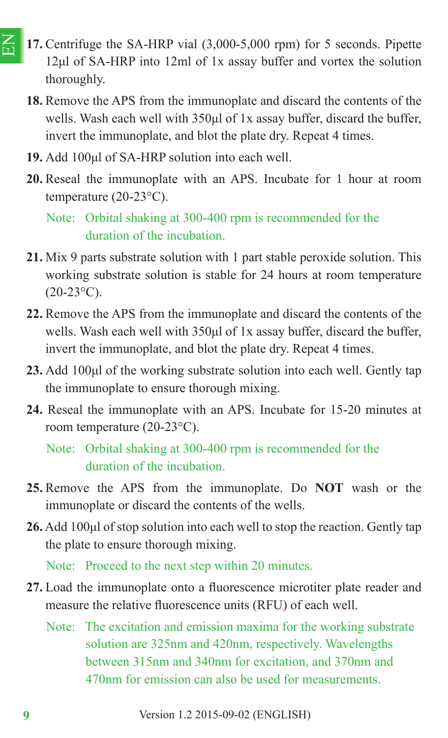17. Centrifuge the SA-HRP vial (3,000-5,000 rpm) for 5 seconds. Pipette 12µl of SA-HRP into 12ml of 1x assay buffer and vortex the solution thoroughly.

18. Remove the APS from the immunoplate and discard the contents of the wells. Wash each well with 350µl of 1x assay buffer, discard the buffer, invert the immunoplate, and blot the plate dry. Repeat 4 times.

19. Add 100µl of SA-HRP solution into each well.

20. Reseal the immunoplate with an APS. Incubate for 1 hour at room temperature (20-23°C).

    Note: Orbital shaking at 300-400 rpm is recommended for the duration of the incubation.

21. Mix 9 parts substrate solution with 1 part stable peroxide solution. This working substrate solution is stable for 24 hours at room temperature (20-23°C).

22. Remove the APS from the immunoplate and discard the contents of the wells. Wash each well with 350µl of 1x assay buffer, discard the buffer, invert the immunoplate, and blot the plate dry. Repeat 4 times.

23. Add 100µl of the working substrate solution into each well. Gently tap the immunoplate to ensure thorough mixing.

24. Reseal the immunoplate with an APS. Incubate for 15-20 minutes at room temperature (20-23°C).

    Note: Orbital shaking at 300-400 rpm is recommended for the duration of the incubation.

25. Remove the APS from the immunoplate. Do **NOT** wash or the immunoplate or discard the contents of the wells.

26. Add 100µl of stop solution into each well to stop the reaction. Gently tap the plate to ensure thorough mixing.

    Note: Proceed to the next step within 20 minutes.

27. Load the immunoplate onto a fluorescence microtiter plate reader and measure the relative fluorescence units (RFU) of each well.

    Note: The excitation and emission maxima for the working substrate solution are 325nm and 420nm, respectively. Wavelengths between 315nm and 340nm for excitation, and 370nm and 470nm for emission can also be used for measurements.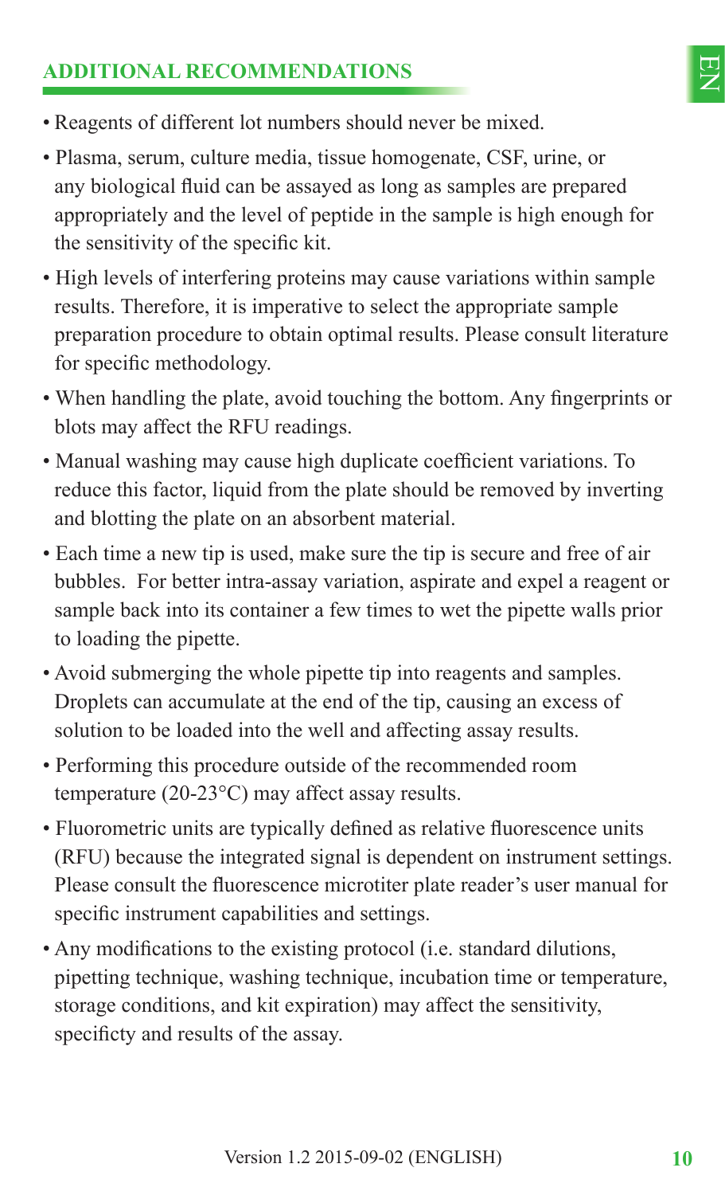## ADDITIONAL RECOMMENDATIONS

- Reagents of different lot numbers should never be mixed.
- Plasma, serum, culture media, tissue homogenate, CSF, urine, or any biological fluid can be assayed as long as samples are prepared appropriately and the level of peptide in the sample is high enough for the sensitivity of the specific kit.
- High levels of interfering proteins may cause variations within sample results. Therefore, it is imperative to select the appropriate sample preparation procedure to obtain optimal results. Please consult literature for specific methodology.
- When handling the plate, avoid touching the bottom. Any fingerprints or blots may affect the RFU readings.
- Manual washing may cause high duplicate coefficient variations. To reduce this factor, liquid from the plate should be removed by inverting and blotting the plate on an absorbent material.
- Each time a new tip is used, make sure the tip is secure and free of air bubbles. For better intra-assay variation, aspirate and expel a reagent or sample back into its container a few times to wet the pipette walls prior to loading the pipette.
- Avoid submerging the whole pipette tip into reagents and samples. Droplets can accumulate at the end of the tip, causing an excess of solution to be loaded into the well and affecting assay results.
- Performing this procedure outside of the recommended room temperature (20-23°C) may affect assay results.
- Fluorometric units are typically defined as relative fluorescence units (RFU) because the integrated signal is dependent on instrument settings. Please consult the fluorescence microtiter plate reader's user manual for specific instrument capabilities and settings.
- Any modifications to the existing protocol (i.e. standard dilutions, pipetting technique, washing technique, incubation time or temperature, storage conditions, and kit expiration) may affect the sensitivity, specificty and results of the assay.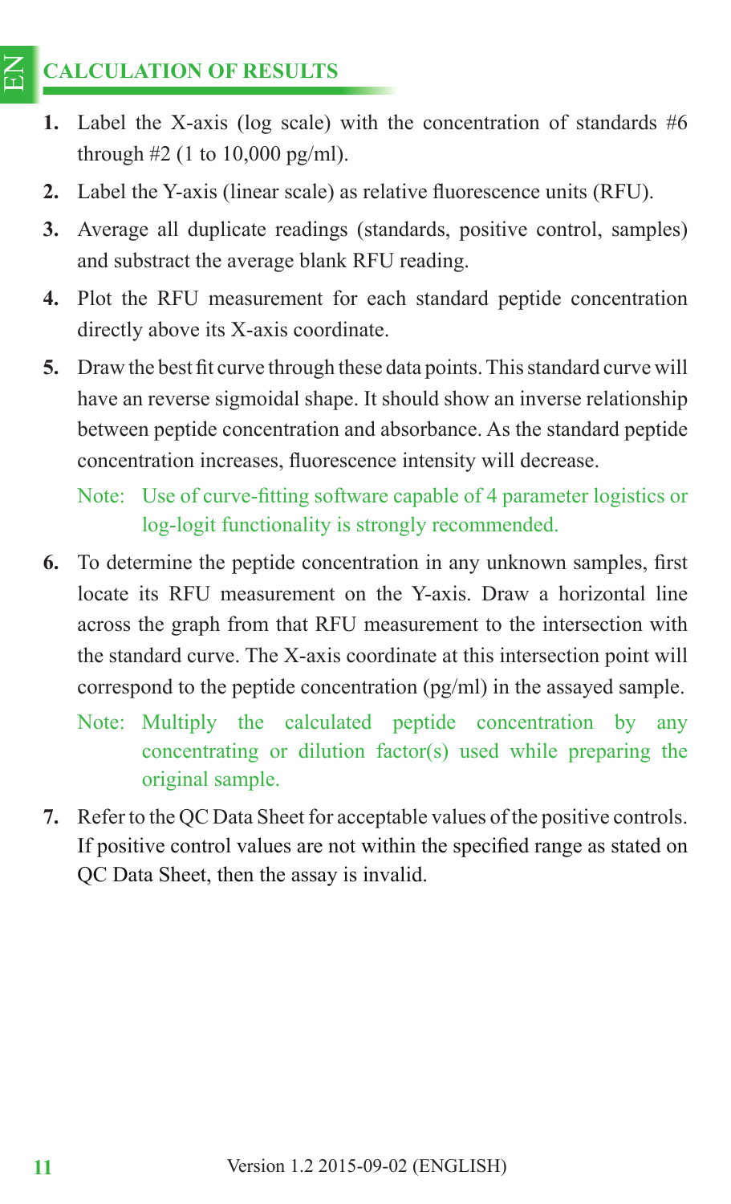## CALCULATION OF RESULTS

1. Label the X-axis (log scale) with the concentration of standards #6 through #2 (1 to 10,000 pg/ml).
2. Label the Y-axis (linear scale) as relative fluorescence units (RFU).
3. Average all duplicate readings (standards, positive control, samples) and substract the average blank RFU reading.
4. Plot the RFU measurement for each standard peptide concentration directly above its X-axis coordinate.
5. Draw the best fit curve through these data points. This standard curve will have an reverse sigmoidal shape. It should show an inverse relationship between peptide concentration and absorbance. As the standard peptide concentration increases, fluorescence intensity will decrease.

   Note: Use of curve-fitting software capable of 4 parameter logistics or log-logit functionality is strongly recommended.

6. To determine the peptide concentration in any unknown samples, first locate its RFU measurement on the Y-axis. Draw a horizontal line across the graph from that RFU measurement to the intersection with the standard curve. The X-axis coordinate at this intersection point will correspond to the peptide concentration (pg/ml) in the assayed sample.

   Note: Multiply the calculated peptide concentration by any concentrating or dilution factor(s) used while preparing the original sample.

7. Refer to the QC Data Sheet for acceptable values of the positive controls. If positive control values are not within the specified range as stated on QC Data Sheet, then the assay is invalid.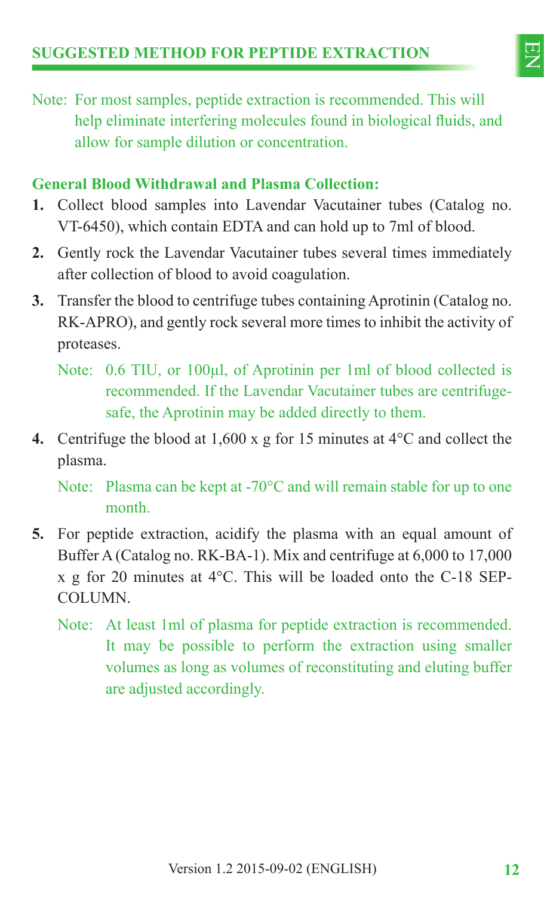## SUGGESTED METHOD FOR PEPTIDE EXTRACTION

Note: For most samples, peptide extraction is recommended. This will help eliminate interfering molecules found in biological fluids, and allow for sample dilution or concentration.

### General Blood Withdrawal and Plasma Collection:

1. Collect blood samples into Lavendar Vacutainer tubes (Catalog no. VT-6450), which contain EDTA and can hold up to 7ml of blood.
2. Gently rock the Lavendar Vacutainer tubes several times immediately after collection of blood to avoid coagulation.
3. Transfer the blood to centrifuge tubes containing Aprotinin (Catalog no. RK-APRO), and gently rock several more times to inhibit the activity of proteases.

   Note: 0.6 TIU, or 100μl, of Aprotinin per 1ml of blood collected is recommended. If the Lavendar Vacutainer tubes are centrifuge-safe, the Aprotinin may be added directly to them.

4. Centrifuge the blood at 1,600 x g for 15 minutes at 4°C and collect the plasma.

   Note: Plasma can be kept at -70°C and will remain stable for up to one month.

5. For peptide extraction, acidify the plasma with an equal amount of Buffer A (Catalog no. RK-BA-1). Mix and centrifuge at 6,000 to 17,000 x g for 20 minutes at 4°C. This will be loaded onto the C-18 SEP-COLUMN.

   Note: At least 1ml of plasma for peptide extraction is recommended. It may be possible to perform the extraction using smaller volumes as long as volumes of reconstituting and eluting buffer are adjusted accordingly.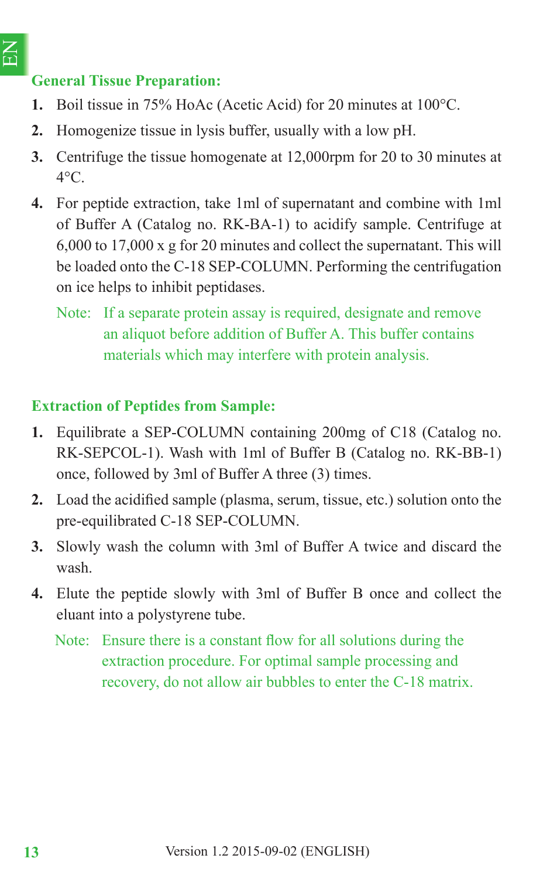### General Tissue Preparation:

1. Boil tissue in 75% HoAc (Acetic Acid) for 20 minutes at 100°C.
2. Homogenize tissue in lysis buffer, usually with a low pH.
3. Centrifuge the tissue homogenate at 12,000rpm for 20 to 30 minutes at 4°C.
4. For peptide extraction, take 1ml of supernatant and combine with 1ml of Buffer A (Catalog no. RK-BA-1) to acidify sample. Centrifuge at 6,000 to 17,000 x g for 20 minutes and collect the supernatant. This will be loaded onto the C-18 SEP-COLUMN. Performing the centrifugation on ice helps to inhibit peptidases.

   Note: If a separate protein assay is required, designate and remove an aliquot before addition of Buffer A. This buffer contains materials which may interfere with protein analysis.

### Extraction of Peptides from Sample:

1. Equilibrate a SEP-COLUMN containing 200mg of C18 (Catalog no. RK-SEPCOL-1). Wash with 1ml of Buffer B (Catalog no. RK-BB-1) once, followed by 3ml of Buffer A three (3) times.
2. Load the acidified sample (plasma, serum, tissue, etc.) solution onto the pre-equilibrated C-18 SEP-COLUMN.
3. Slowly wash the column with 3ml of Buffer A twice and discard the wash.
4. Elute the peptide slowly with 3ml of Buffer B once and collect the eluant into a polystyrene tube.

   Note: Ensure there is a constant flow for all solutions during the extraction procedure. For optimal sample processing and recovery, do not allow air bubbles to enter the C-18 matrix.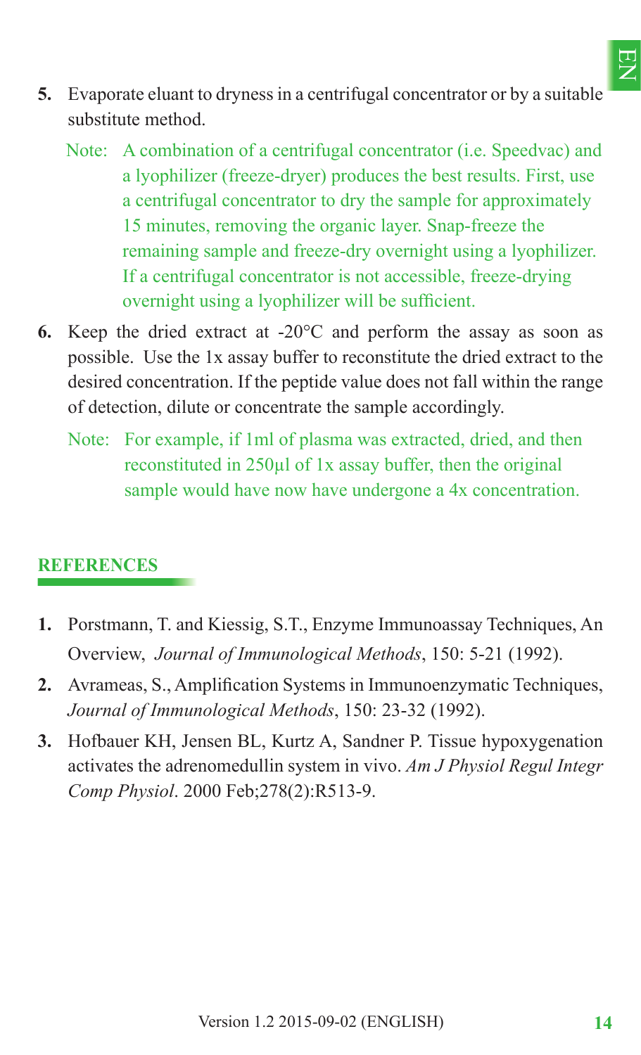5. Evaporate eluant to dryness in a centrifugal concentrator or by a suitable substitute method.

   Note: A combination of a centrifugal concentrator (i.e. Speedvac) and a lyophilizer (freeze-dryer) produces the best results. First, use a centrifugal concentrator to dry the sample for approximately 15 minutes, removing the organic layer. Snap-freeze the remaining sample and freeze-dry overnight using a lyophilizer. If a centrifugal concentrator is not accessible, freeze-drying overnight using a lyophilizer will be sufficient.

6. Keep the dried extract at -20°C and perform the assay as soon as possible. Use the 1x assay buffer to reconstitute the dried extract to the desired concentration. If the peptide value does not fall within the range of detection, dilute or concentrate the sample accordingly.

   Note: For example, if 1ml of plasma was extracted, dried, and then reconstituted in 250µl of 1x assay buffer, then the original sample would have now have undergone a 4x concentration.

## REFERENCES

1. Porstmann, T. and Kiessig, S.T., Enzyme Immunoassay Techniques, An Overview, *Journal of Immunological Methods*, 150: 5-21 (1992).
2. Avrameas, S., Amplification Systems in Immunoenzymatic Techniques, *Journal of Immunological Methods*, 150: 23-32 (1992).
3. Hofbauer KH, Jensen BL, Kurtz A, Sandner P. Tissue hypoxygenation activates the adrenomedullin system in vivo. *Am J Physiol Regul Integr Comp Physiol*. 2000 Feb;278(2):R513-9.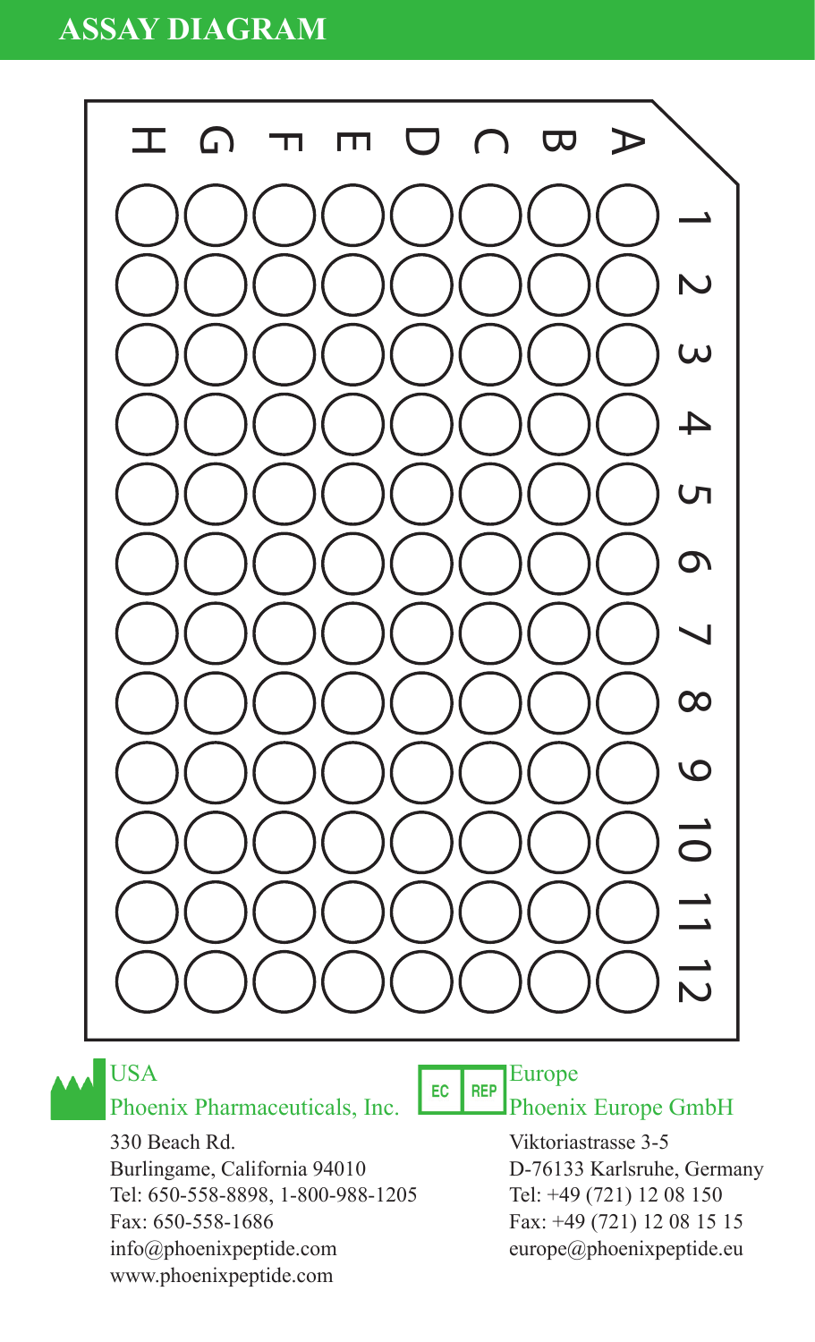## ASSAY DIAGRAM

H G F E D C B A

1
2
3
4
5
6
7
8
9
10
11
12

**USA**
Phoenix Pharmaceuticals, Inc.
330 Beach Rd.
Burlingame, California 94010
Tel: 650-558-8898, 1-800-988-1205
Fax: 650-558-1686
info@phoenixpeptide.com
www.phoenixpeptide.com

EC REP

**Europe**
Phoenix Europe GmbH
Viktoriastrasse 3-5
D-76133 Karlsruhe, Germany
Tel: +49 (721) 12 08 150
Fax: +49 (721) 12 08 15 15
europe@phoenixpeptide.eu